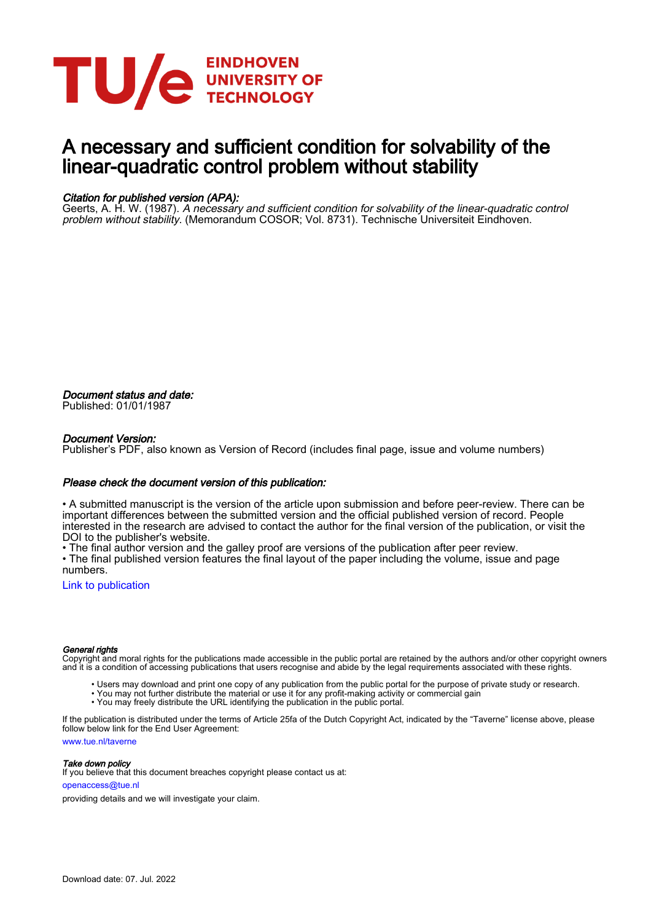# A necessary and sufficient condition for solvability of the linear-quadratic control problem without stability

*Citation for published version (APA):*
Geerts, A. H. W. (1987). *A necessary and sufficient condition for solvability of the linear-quadratic control problem without stability.* (Memorandum COSOR; Vol. 8731). Technische Universiteit Eindhoven.

*Document status and date:*
Published: 01/01/1987

*Document Version:*
Publisher's PDF, also known as Version of Record (includes final page, issue and volume numbers)

*Please check the document version of this publication:*

• A submitted manuscript is the version of the article upon submission and before peer-review. There can be important differences between the submitted version and the official published version of record. People interested in the research are advised to contact the author for the final version of the publication, or visit the DOI to the publisher's website.
• The final author version and the galley proof are versions of the publication after peer review.
• The final published version features the final layout of the paper including the volume, issue and page numbers.

Link to publication

*General rights*
Copyright and moral rights for the publications made accessible in the public portal are retained by the authors and/or other copyright owners and it is a condition of accessing publications that users recognise and abide by the legal requirements associated with these rights.

- Users may download and print one copy of any publication from the public portal for the purpose of private study or research.
- You may not further distribute the material or use it for any profit-making activity or commercial gain
- You may freely distribute the URL identifying the publication in the public portal.

If the publication is distributed under the terms of Article 25fa of the Dutch Copyright Act, indicated by the "Taverne" license above, please follow below link for the End User Agreement:

www.tue.nl/taverne

*Take down policy*
If you believe that this document breaches copyright please contact us at:

openaccess@tue.nl

providing details and we will investigate your claim.

Download date: 07. Jul. 2022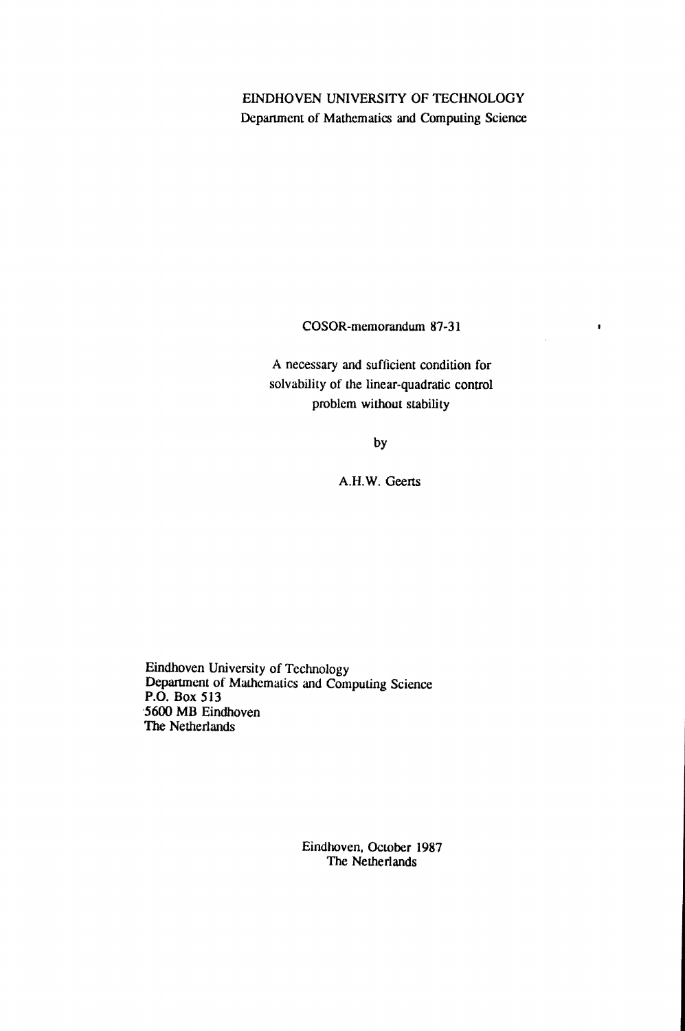EINDHOVEN UNIVERSITY OF TECHNOLOGY

Department of Mathematics and Computing Science

COSOR-memorandum 87-31

A necessary and sufficient condition for solvability of the linear-quadratic control problem without stability

by

A.H.W. Geerts

Eindhoven University of Technology
Department of Mathematics and Computing Science
P.O. Box 513
5600 MB Eindhoven
The Netherlands

Eindhoven, October 1987
The Netherlands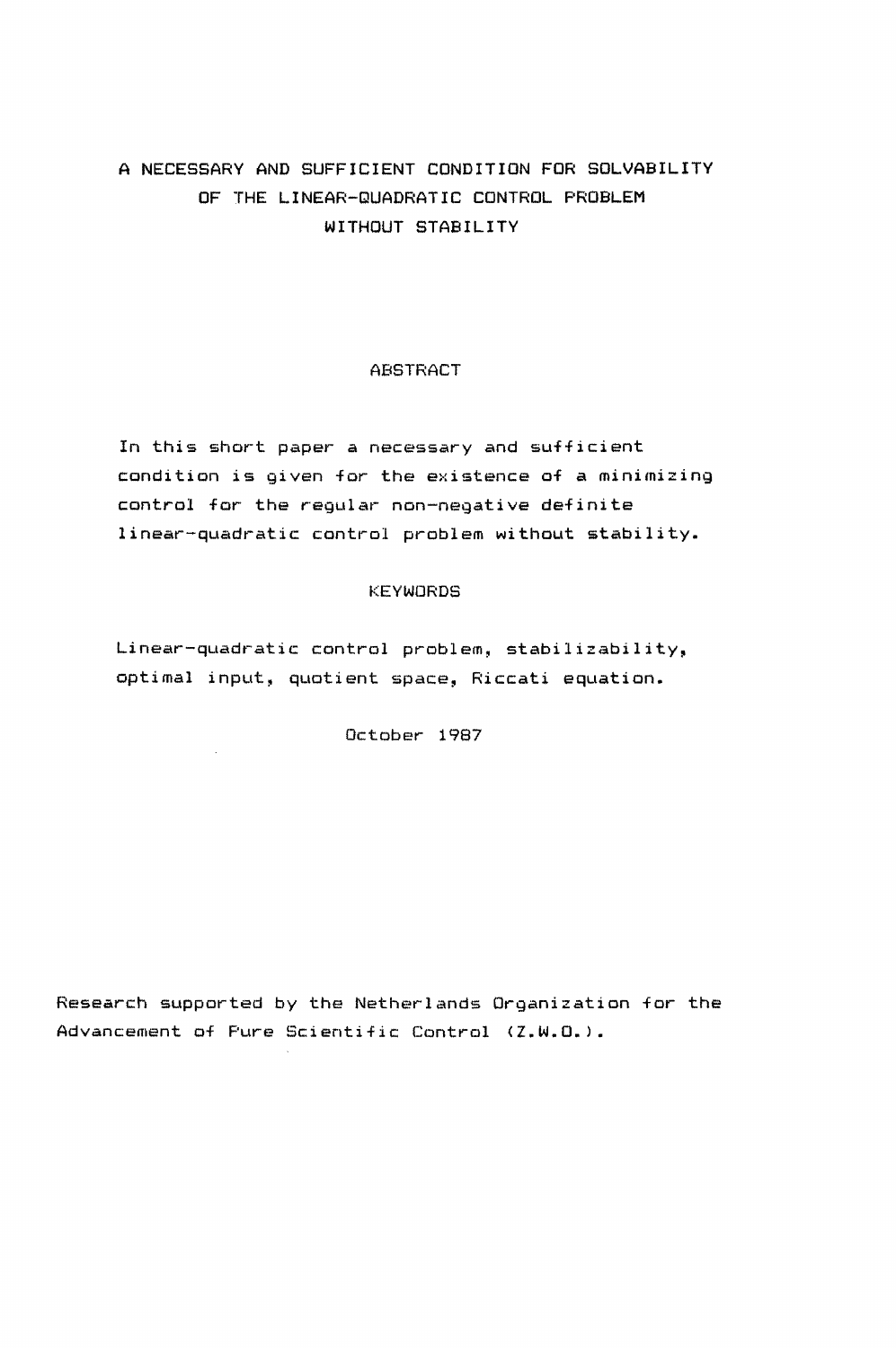# A NECESSARY AND SUFFICIENT CONDITION FOR SOLVABILITY OF THE LINEAR-QUADRATIC CONTROL PROBLEM WITHOUT STABILITY

## ABSTRACT

In this short paper a necessary and sufficient condition is given for the existence of a minimizing control for the regular non-negative definite linear-quadratic control problem without stability.

## KEYWORDS

Linear-quadratic control problem, stabilizability, optimal input, quotient space, Riccati equation.

October 1987

Research supported by the Netherlands Organization for the Advancement of Pure Scientific Control (Z.W.O.).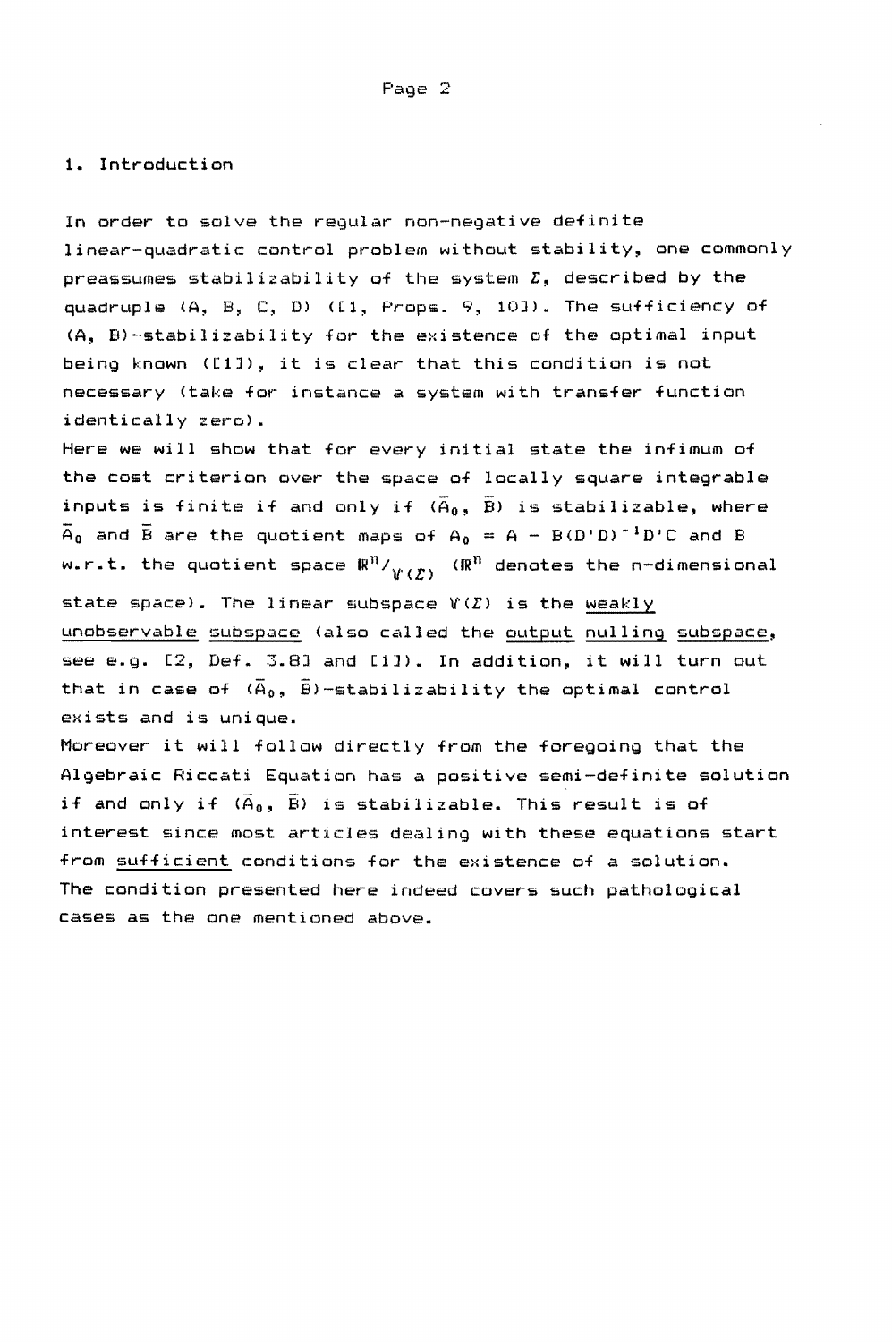## 1. Introduction

In order to solve the regular non-negative definite linear-quadratic control problem without stability, one commonly preassumes stabilizability of the system $\Sigma$, described by the quadruple (A, B, C, D) ([1, Props. 9, 10]). The sufficiency of (A, B)-stabilizability for the existence of the optimal input being known ([1]), it is clear that this condition is not necessary (take for instance a system with transfer function identically zero).

Here we will show that for every initial state the infimum of the cost criterion over the space of locally square integrable inputs is finite if and only if $(\bar{A}_0, \bar{B})$ is stabilizable, where $\bar{A}_0$ and $\bar{B}$ are the quotient maps of $A_0 = A - B(D'D)^{-1}D'C$ and B w.r.t. the quotient space $\mathbb{R}^n/_{\mathcal{V}(\Sigma)}$ ($\mathbb{R}^n$ denotes the n-dimensional state space). The linear subspace $\mathcal{V}(\Sigma)$ is the <u>weakly unobservable subspace</u> (also called the <u>output nulling subspace</u>, see e.g. [2, Def. 3.8] and [1]). In addition, it will turn out that in case of $(\bar{A}_0, \bar{B})$-stabilizability the optimal control exists and is unique.

Moreover it will follow directly from the foregoing that the Algebraic Riccati Equation has a positive semi-definite solution if and only if $(\bar{A}_0, \bar{B})$ is stabilizable. This result is of interest since most articles dealing with these equations start from <u>sufficient</u> conditions for the existence of a solution. The condition presented here indeed covers such pathological cases as the one mentioned above.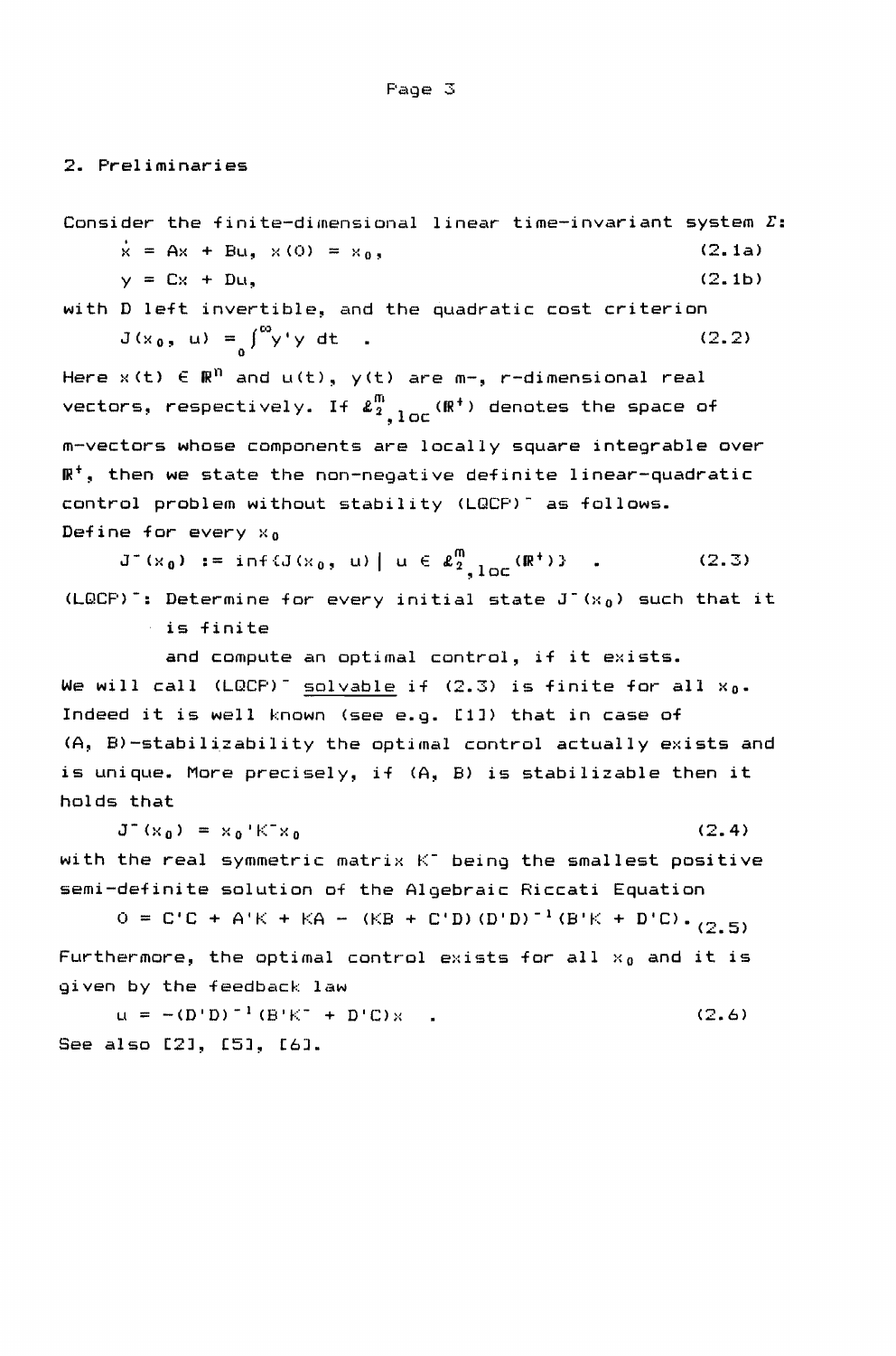## 2. Preliminaries

Consider the finite-dimensional linear time-invariant system $\Sigma$:

$$\dot{x} = Ax + Bu, \; x(0) = x_0, \tag{2.1a}$$

$$y = Cx + Du, \tag{2.1b}$$

with D left invertible, and the quadratic cost criterion

$$J(x_0, u) = \int_0^\infty y'y \, dt \quad . \tag{2.2}$$

Here $x(t) \in \mathbb{R}^n$ and $u(t)$, $y(t)$ are m-, r-dimensional real vectors, respectively. If $\mathcal{L}^m_{2,loc}(\mathbb{R}^+)$ denotes the space of m-vectors whose components are locally square integrable over $\mathbb{R}^+$, then we state the non-negative definite linear-quadratic control problem without stability $(LQCP)^-$ as follows.

Define for every $x_0$

$$J^-(x_0) := \inf\{J(x_0, u) \mid u \in \mathcal{L}^m_{2,loc}(\mathbb{R}^+)\} \quad . \tag{2.3}$$

$(LQCP)^-$: Determine for every initial state $J^-(x_0)$ such that it is finite

and compute an optimal control, if it exists.

We will call $(LQCP)^-$ <u>solvable</u> if (2.3) is finite for all $x_0$. Indeed it is well known (see e.g. [1]) that in case of $(A, B)$-stabilizability the optimal control actually exists and is unique. More precisely, if $(A, B)$ is stabilizable then it holds that

$$J^-(x_0) = x_0'K^-x_0 \tag{2.4}$$

with the real symmetric matrix $K^-$ being the smallest positive semi-definite solution of the Algebraic Riccati Equation

$$0 = C'C + A'K + KA - (KB + C'D)(D'D)^{-1}(B'K + D'C). \tag{2.5}$$

Furthermore, the optimal control exists for all $x_0$ and it is given by the feedback law

$$u = -(D'D)^{-1}(B'K^- + D'C)x \quad . \tag{2.6}$$

See also [2], [5], [6].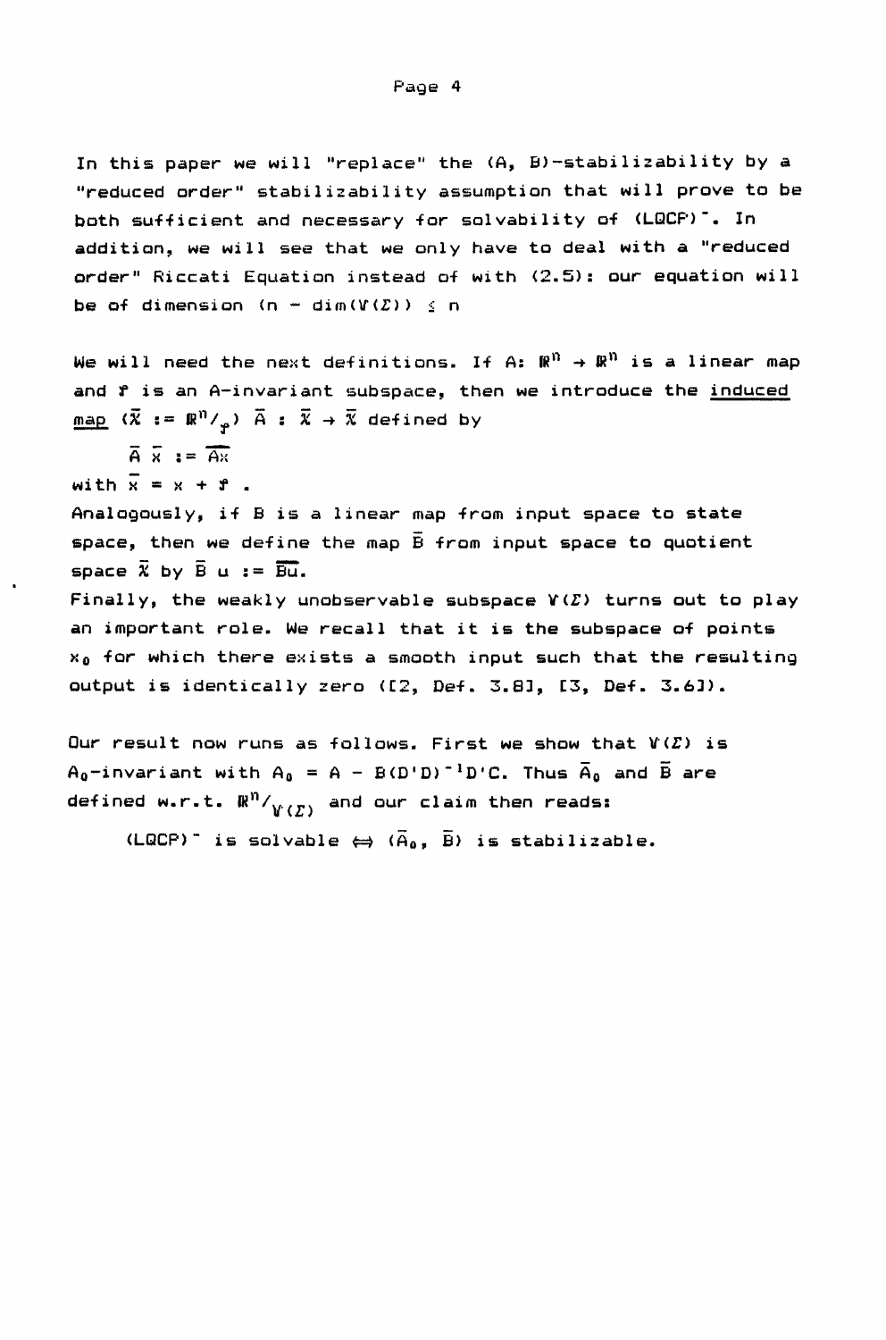In this paper we will "replace" the $(A, B)$-stabilizability by a "reduced order" stabilizability assumption that will prove to be both sufficient and necessary for solvability of $(LQCP)^-$. In addition, we will see that we only have to deal with a "reduced order" Riccati Equation instead of with (2.5): our equation will be of dimension $(n - \dim(\mathcal{V}(\Sigma)) \leq n$

We will need the next definitions. If $A: \mathbb{R}^n \to \mathbb{R}^n$ is a linear map and $\mathcal{T}$ is an $A$-invariant subspace, then we introduce the <u>induced map</u> ($\bar{\mathcal{X}} := \mathbb{R}^n/_{\mathcal{T}}$) $\bar{A} : \bar{\mathcal{X}} \to \bar{\mathcal{X}}$ defined by

$$\bar{A}\,\bar{x} := \overline{Ax}$$

with $\bar{x} = x + \mathcal{T}$.

Analogously, if $B$ is a linear map from input space to state space, then we define the map $\bar{B}$ from input space to quotient space $\bar{\mathcal{X}}$ by $\bar{B}\,u := \overline{Bu}$.

Finally, the weakly unobservable subspace $\mathcal{V}(\Sigma)$ turns out to play an important role. We recall that it is the subspace of points $x_0$ for which there exists a smooth input such that the resulting output is identically zero ([2, Def. 3.8], [3, Def. 3.6]).

Our result now runs as follows. First we show that $\mathcal{V}(\Sigma)$ is $A_0$-invariant with $A_0 = A - B(D'D)^{-1}D'C$. Thus $\bar{A}_0$ and $\bar{B}$ are defined w.r.t. $\mathbb{R}^n/_{\mathcal{V}(\Sigma)}$ and our claim then reads:

$$(LQCP)^- \text{ is solvable } \Leftrightarrow (\bar{A}_0, \bar{B}) \text{ is stabilizable.}$$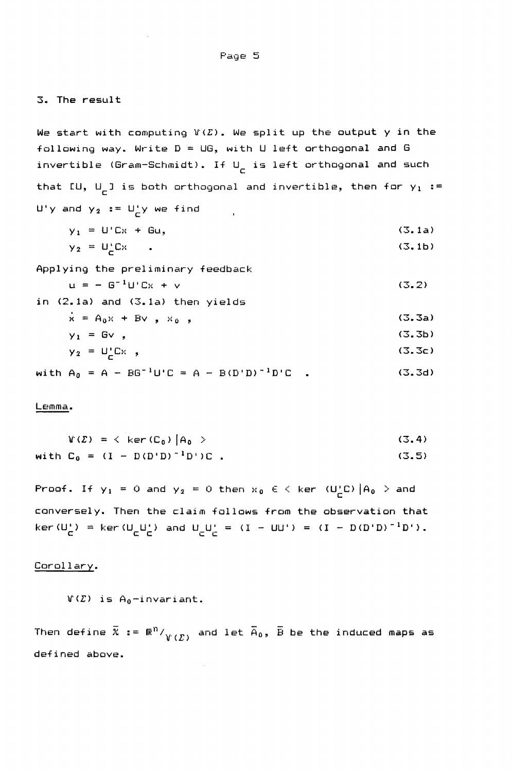## 3. The result

We start with computing $\mathcal{V}(\Sigma)$. We split up the output y in the following way. Write $D = UG$, with U left orthogonal and G invertible (Gram-Schmidt). If $U_c$ is left orthogonal and such that $[U, U_c]$ is both orthogonal and invertible, then for $y_1 := U'y$ and $y_2 := U_c'y$ we find

$$y_1 = U'Cx + Gu, \tag{3.1a}$$

$$y_2 = U_c'Cx \quad . \tag{3.1b}$$

Applying the preliminary feedback

$$u = - G^{-1}U'Cx + v \tag{3.2}$$

in (2.1a) and (3.1a) then yields

$$\dot{x} = A_0x + Bv \; , \; x_0 \; , \tag{3.3a}$$

$$y_1 = Gv \; , \tag{3.3b}$$

$$y_2 = U_c'Cx \; , \tag{3.3c}$$

with $A_0 = A - BG^{-1}U'C = A - B(D'D)^{-1}D'C \quad .$ (3.3d)

Lemma.

$$\mathcal{V}(\Sigma) = \langle \ker(C_0) | A_0 \rangle \tag{3.4}$$

with $C_0 = (I - D(D'D)^{-1}D')C \; .$ (3.5)

Proof. If $y_1 = 0$ and $y_2 = 0$ then $x_0 \in \langle \ker (U_c'C) | A_0 \rangle$ and conversely. Then the claim follows from the observation that $\ker(U_c') = \ker(U_cU_c')$ and $U_cU_c' = (I - UU') = (I - D(D'D)^{-1}D')$.

Corollary.

$\mathcal{V}(\Sigma)$ is $A_0$-invariant.

Then define $\bar{\mathcal{X}} := \mathbb{R}^n/_{\mathcal{V}(\Sigma)}$ and let $\bar{A}_0$, $\bar{B}$ be the induced maps as defined above.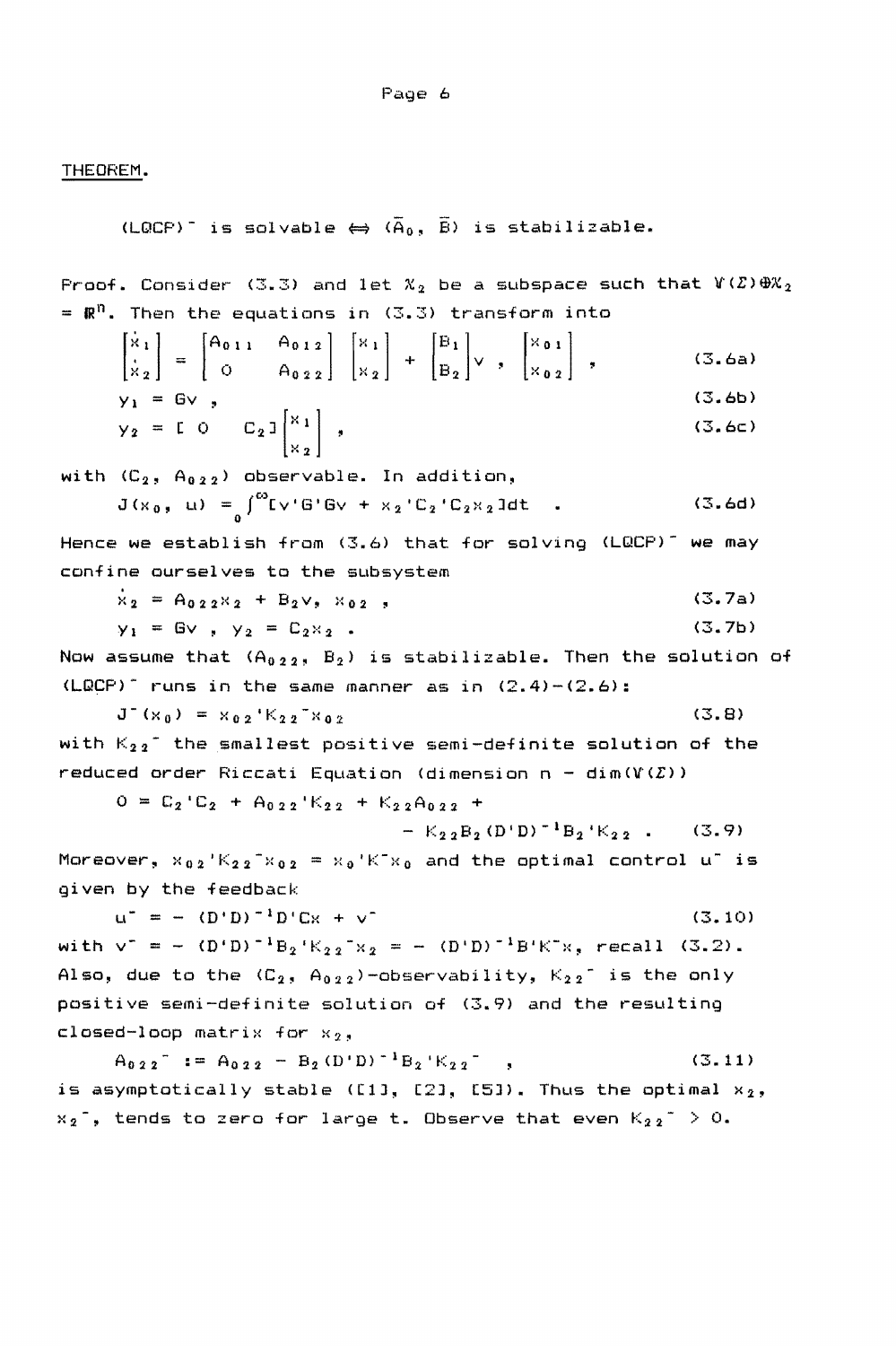THEOREM.

$(\text{LQCP})^-$ is solvable $\Leftrightarrow$ $(\bar{A}_0, \bar{B})$ is stabilizable.

Proof. Consider (3.3) and let $\mathcal{X}_2$ be a subspace such that $\mathcal{V}(\Sigma) \oplus \mathcal{X}_2 = \mathbb{R}^n$. Then the equations in (3.3) transform into

$$\begin{bmatrix} \dot{x}_1 \\ \dot{x}_2 \end{bmatrix} = \begin{bmatrix} A_{011} & A_{012} \\ 0 & A_{022} \end{bmatrix} \begin{bmatrix} x_1 \\ x_2 \end{bmatrix} + \begin{bmatrix} B_1 \\ B_2 \end{bmatrix} v , \begin{bmatrix} x_{01} \\ x_{02} \end{bmatrix} , \tag{3.6a}$$

$$y_1 = Gv , \tag{3.6b}$$

$$y_2 = [\, 0 \quad C_2 \,] \begin{bmatrix} x_1 \\ x_2 \end{bmatrix} , \tag{3.6c}$$

with $(C_2, A_{022})$ observable. In addition,

$$J(x_0, u) = \int_0^\infty [v'G'Gv + x_2'C_2'C_2x_2]dt \quad . \tag{3.6d}$$

Hence we establish from (3.6) that for solving $(\text{LQCP})^-$ we may confine ourselves to the subsystem

$$\dot{x}_2 = A_{022}x_2 + B_2v, \; x_{02} , \tag{3.7a}$$

$$y_1 = Gv , \; y_2 = C_2x_2 . \tag{3.7b}$$

Now assume that $(A_{022}, B_2)$ is stabilizable. Then the solution of $(\text{LQCP})^-$ runs in the same manner as in (2.4)-(2.6):

$$J^-(x_0) = x_{02}'K_{22}^-x_{02} \tag{3.8}$$

with $K_{22}^-$ the smallest positive semi-definite solution of the reduced order Riccati Equation (dimension $n - \dim(\mathcal{V}(\Sigma))$

$$0 = C_2'C_2 + A_{022}'K_{22} + K_{22}A_{022} + \\ - K_{22}B_2(D'D)^{-1}B_2'K_{22} . \tag{3.9}$$

Moreover, $x_{02}'K_{22}^-x_{02} = x_0'K^-x_0$ and the optimal control $u^-$ is given by the feedback

$$u^- = -(D'D)^{-1}D'Cx + v^- \tag{3.10}$$

with $v^- = -(D'D)^{-1}B_2'K_{22}^-x_2 = -(D'D)^{-1}B'K^-x$, recall (3.2). Also, due to the $(C_2, A_{022})$-observability, $K_{22}^-$ is the only positive semi-definite solution of (3.9) and the resulting closed-loop matrix for $x_2$,

$$A_{022}^- := A_{022} - B_2(D'D)^{-1}B_2'K_{22}^- \quad , \tag{3.11}$$

is asymptotically stable ([1], [2], [5]). Thus the optimal $x_2$, $x_2^-$, tends to zero for large t. Observe that even $K_{22}^- > 0$.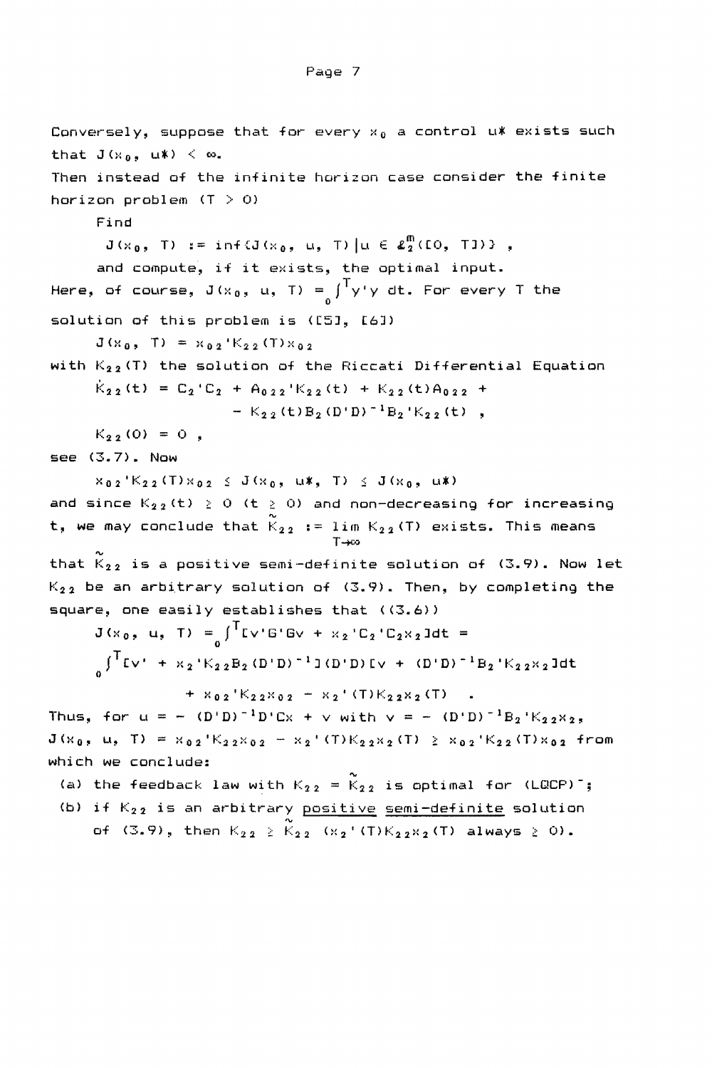Conversely, suppose that for every $x_0$ a control $u^*$ exists such that $J(x_0, u^*) < \infty$.
Then instead of the infinite horizon case consider the finite horizon problem ($T > 0$)

Find

$$J(x_0, T) := \inf\{J(x_0, u, T) \mid u \in \mathcal{L}_2^m([0, T])\} ,$$

and compute, if it exists, the optimal input.
Here, of course, $J(x_0, u, T) = \int_0^T y'y \, dt$. For every $T$ the solution of this problem is ([5], [6])

$$J(x_0, T) = x_{02}'K_{22}(T)x_{02}$$

with $K_{22}(T)$ the solution of the Riccati Differential Equation

$$\dot{K}_{22}(t) = C_2'C_2 + A_{022}'K_{22}(t) + K_{22}(t)A_{022} + \\ - K_{22}(t)B_2(D'D)^{-1}B_2'K_{22}(t) ,$$

$$K_{22}(0) = 0 ,$$

see (3.7). Now

$$x_{02}'K_{22}(T)x_{02} \leq J(x_0, u^*, T) \leq J(x_0, u^*)$$

and since $K_{22}(t) \geq 0$ ($t \geq 0$) and non-decreasing for increasing $t$, we may conclude that $\tilde{K}_{22} := \lim_{T\to\infty} K_{22}(T)$ exists. This means that $\tilde{K}_{22}$ is a positive semi-definite solution of (3.9). Now let $K_{22}$ be an arbitrary solution of (3.9). Then, by completing the square, one easily establishes that ((3.6))

$$J(x_0, u, T) = \int_0^T [v'G'Gv + x_2'C_2'C_2x_2]dt =$$

$$\int_0^T [v' + x_2'K_{22}B_2(D'D)^{-1}](D'D)[v + (D'D)^{-1}B_2'K_{22}x_2]dt$$

$$+ x_{02}'K_{22}x_{02} - x_2'(T)K_{22}x_2(T) \quad .$$

Thus, for $u = -(D'D)^{-1}D'Cx + v$ with $v = -(D'D)^{-1}B_2'K_{22}x_2$, $J(x_0, u, T) = x_{02}'K_{22}x_{02} - x_2'(T)K_{22}x_2(T) \geq x_{02}'K_{22}(T)x_{02}$ from which we conclude:

(a) the feedback law with $K_{22} = \tilde{K}_{22}$ is optimal for $(\text{LQCP})^-$;

(b) if $K_{22}$ is an arbitrary <u>positive</u> <u>semi-definite</u> solution of (3.9), then $K_{22} \geq \tilde{K}_{22}$ ($x_2'(T)K_{22}x_2(T)$ always $\geq 0$).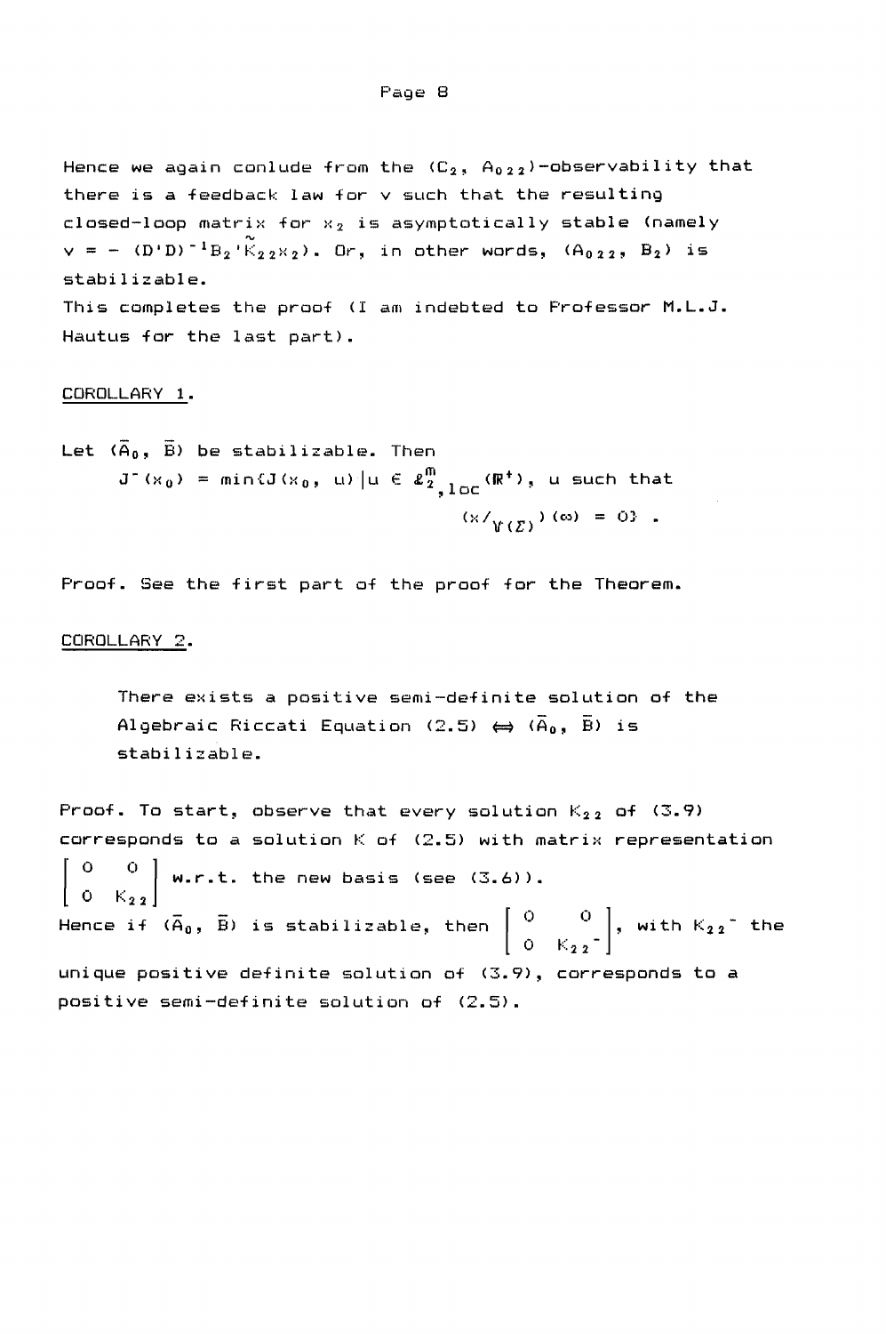Hence we again conlude from the $(C_2, A_{022})$-observability that there is a feedback law for $v$ such that the resulting closed-loop matrix for $x_2$ is asymptotically stable (namely $v = -(D'D)^{-1}B_2'\tilde{K}_{22}x_2$). Or, in other words, $(A_{022}, B_2)$ is stabilizable.

This completes the proof (I am indebted to Professor M.L.J. Hautus for the last part).

COROLLARY 1.

Let $(\bar{A}_0, \bar{B})$ be stabilizable. Then

$$J^-(x_0) = \min\{J(x_0, u) \mid u \in \mathcal{L}^m_{2,loc}(\mathbb{R}^+),\ u \text{ such that } (x/_{\mathcal{V}(\Sigma)})(\infty) = 0\}.$$

Proof. See the first part of the proof for the Theorem.

COROLLARY 2.

> There exists a positive semi-definite solution of the Algebraic Riccati Equation (2.5) $\Leftrightarrow$ $(\bar{A}_0, \bar{B})$ is stabilizable.

Proof. To start, observe that every solution $K_{22}$ of (3.9) corresponds to a solution $K$ of (2.5) with matrix representation $\begin{bmatrix} 0 & 0 \\ 0 & K_{22} \end{bmatrix}$ w.r.t. the new basis (see (3.6)).

Hence if $(\bar{A}_0, \bar{B})$ is stabilizable, then $\begin{bmatrix} 0 & 0 \\ 0 & K_{22}^- \end{bmatrix}$, with $K_{22}^-$ the unique positive definite solution of (3.9), corresponds to a positive semi-definite solution of (2.5).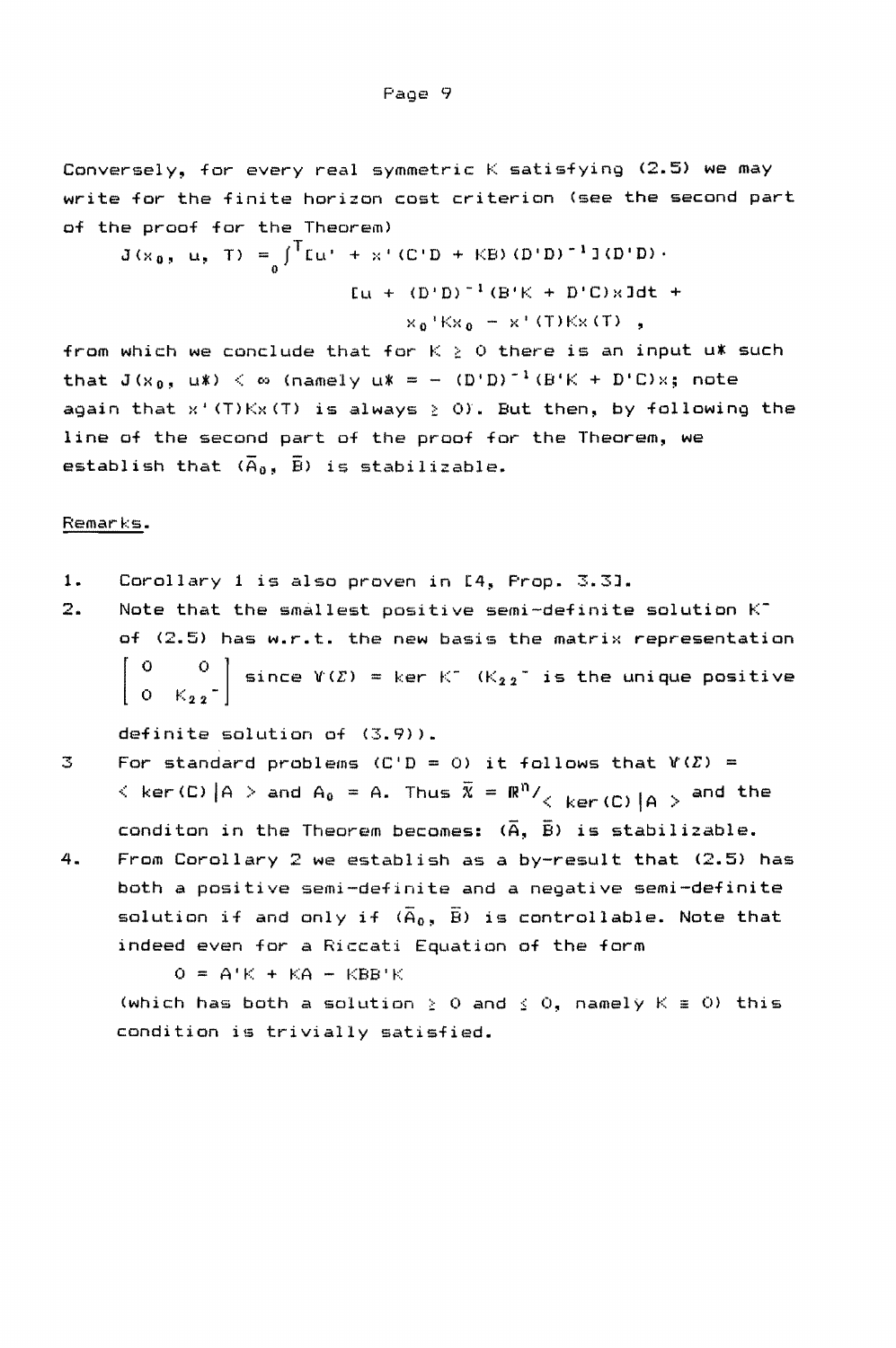Conversely, for every real symmetric $K$ satisfying (2.5) we may write for the finite horizon cost criterion (see the second part of the proof for the Theorem)

$$J(x_0, u, T) = \int_0^T [u' + x'(C'D + KB)(D'D)^{-1}](D'D) \cdot [u + (D'D)^{-1}(B'K + D'C)x]dt + x_0'Kx_0 - x'(T)Kx(T) ,$$

from which we conclude that for $K \geq 0$ there is an input $u^*$ such that $J(x_0, u^*) < \infty$ (namely $u^* = -(D'D)^{-1}(B'K + D'C)x$; note again that $x'(T)Kx(T)$ is always $\geq 0$). But then, by following the line of the second part of the proof for the Theorem, we establish that $(\bar{A}_0, \bar{B})$ is stabilizable.

Remarks.

1. Corollary 1 is also proven in [4, Prop. 3.3].
2. Note that the smallest positive semi-definite solution $K^-$ of (2.5) has w.r.t. the new basis the matrix representation $\begin{bmatrix} 0 & 0 \\ 0 & K_{22}^- \end{bmatrix}$ since $\mathcal{V}(\Sigma) = \ker K^-$ ($K_{22}^-$ is the unique positive definite solution of (3.9)).
3. For standard problems ($C'D = 0$) it follows that $\mathcal{V}(\Sigma) = \langle \ker(C) | A \rangle$ and $A_0 = A$. Thus $\bar{\mathcal{X}} = \mathbb{R}^n / \langle \ker(C) | A \rangle$ and the conditon in the Theorem becomes: $(\bar{A}, \bar{B})$ is stabilizable.
4. From Corollary 2 we establish as a by-result that (2.5) has both a positive semi-definite and a negative semi-definite solution if and only if $(\bar{A}_0, \bar{B})$ is controllable. Note that indeed even for a Riccati Equation of the form

   $$0 = A'K + KA - KBB'K$$

   (which has both a solution $\geq 0$ and $\leq 0$, namely $K \equiv 0$) this condition is trivially satisfied.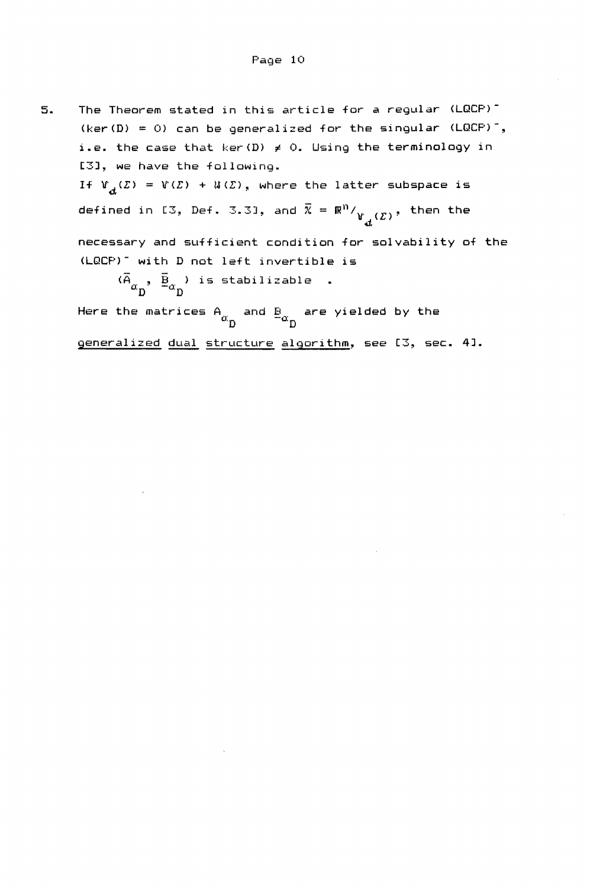5. The Theorem stated in this article for a regular (LQCP)$^-$ (ker(D) = 0) can be generalized for the singular (LQCP)$^-$, i.e. the case that ker(D) $\neq$ 0. Using the terminology in [3], we have the following.

   If $\mathcal{V}_d(\Sigma) = \mathcal{V}(\Sigma) + \mathcal{W}(\Sigma)$, where the latter subspace is defined in [3, Def. 3.3], and $\bar{\mathcal{X}} = \mathbb{R}^n/_{\mathcal{V}_d(\Sigma)}$, then the necessary and sufficient condition for solvability of the (LQCP)$^-$ with D not left invertible is

   $$(\bar{A}_{\alpha_D}, \bar{\underline{B}}_{\alpha_D}) \text{ is stabilizable} \quad .$$

   Here the matrices $A_{\alpha_D}$ and $\underline{B}_{\alpha_D}$ are yielded by the <u>generalized dual structure algorithm</u>, see [3, sec. 4].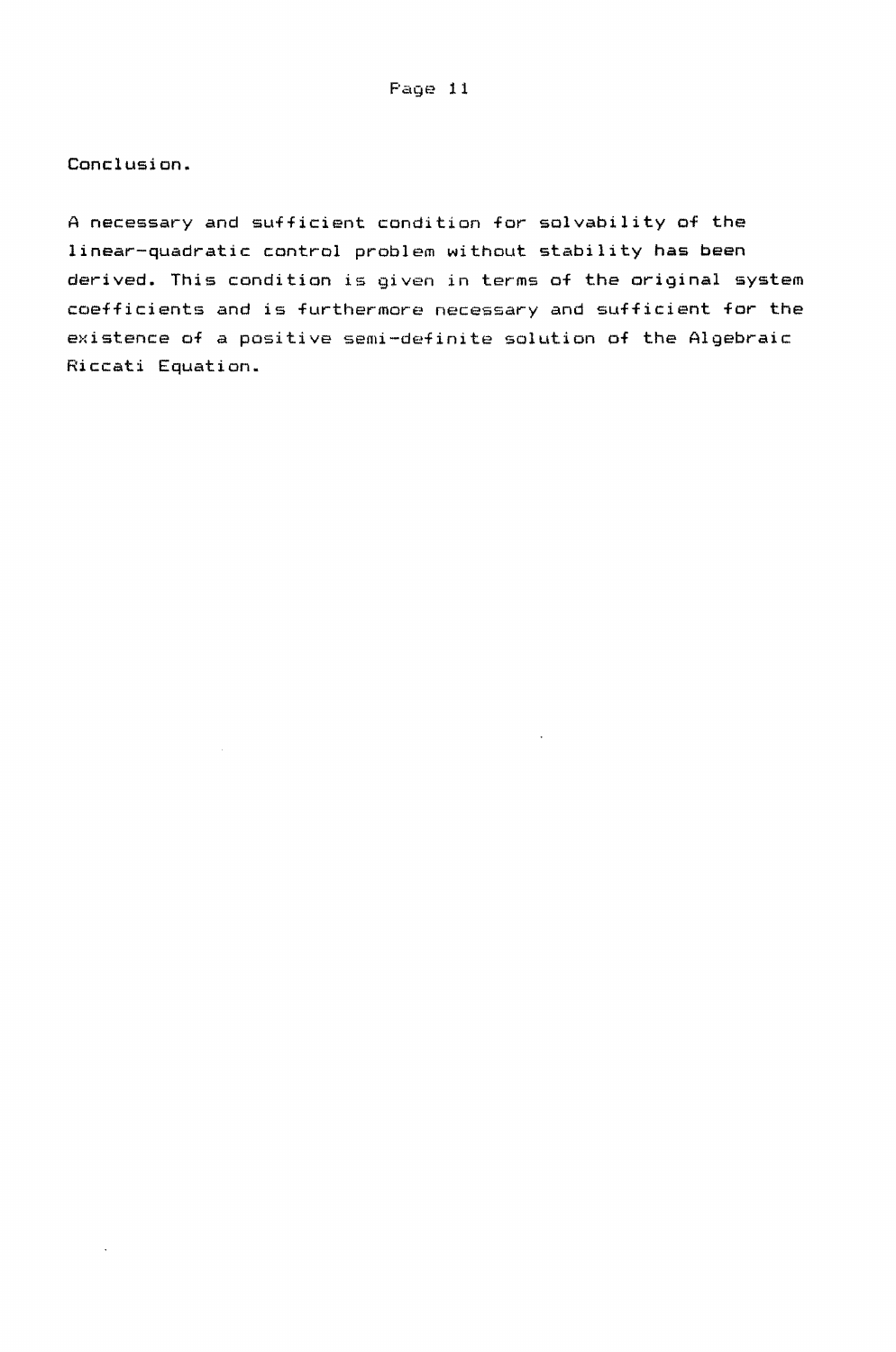## Conclusion.

A necessary and sufficient condition for solvability of the linear-quadratic control problem without stability has been derived. This condition is given in terms of the original system coefficients and is furthermore necessary and sufficient for the existence of a positive semi-definite solution of the Algebraic Riccati Equation.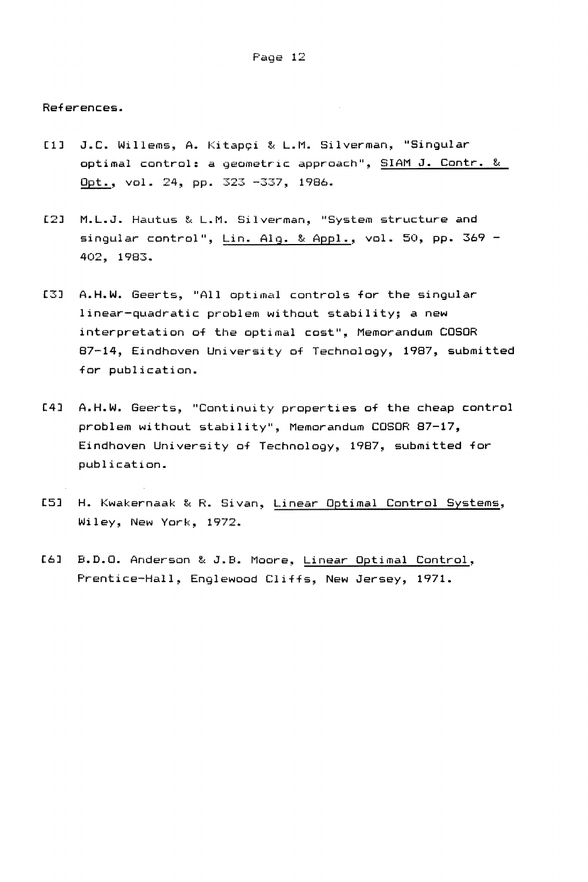References.

[1] J.C. Willems, A. Kitapçi & L.M. Silverman, "Singular optimal control: a geometric approach", SIAM J. Contr. & Opt., vol. 24, pp. 323 -337, 1986.

[2] M.L.J. Hautus & L.M. Silverman, "System structure and singular control", Lin. Alg. & Appl., vol. 50, pp. 369 - 402, 1983.

[3] A.H.W. Geerts, "All optimal controls for the singular linear-quadratic problem without stability; a new interpretation of the optimal cost", Memorandum COSOR 87-14, Eindhoven University of Technology, 1987, submitted for publication.

[4] A.H.W. Geerts, "Continuity properties of the cheap control problem without stability", Memorandum COSOR 87-17, Eindhoven University of Technology, 1987, submitted for publication.

[5] H. Kwakernaak & R. Sivan, Linear Optimal Control Systems, Wiley, New York, 1972.

[6] B.D.O. Anderson & J.B. Moore, Linear Optimal Control, Prentice-Hall, Englewood Cliffs, New Jersey, 1971.